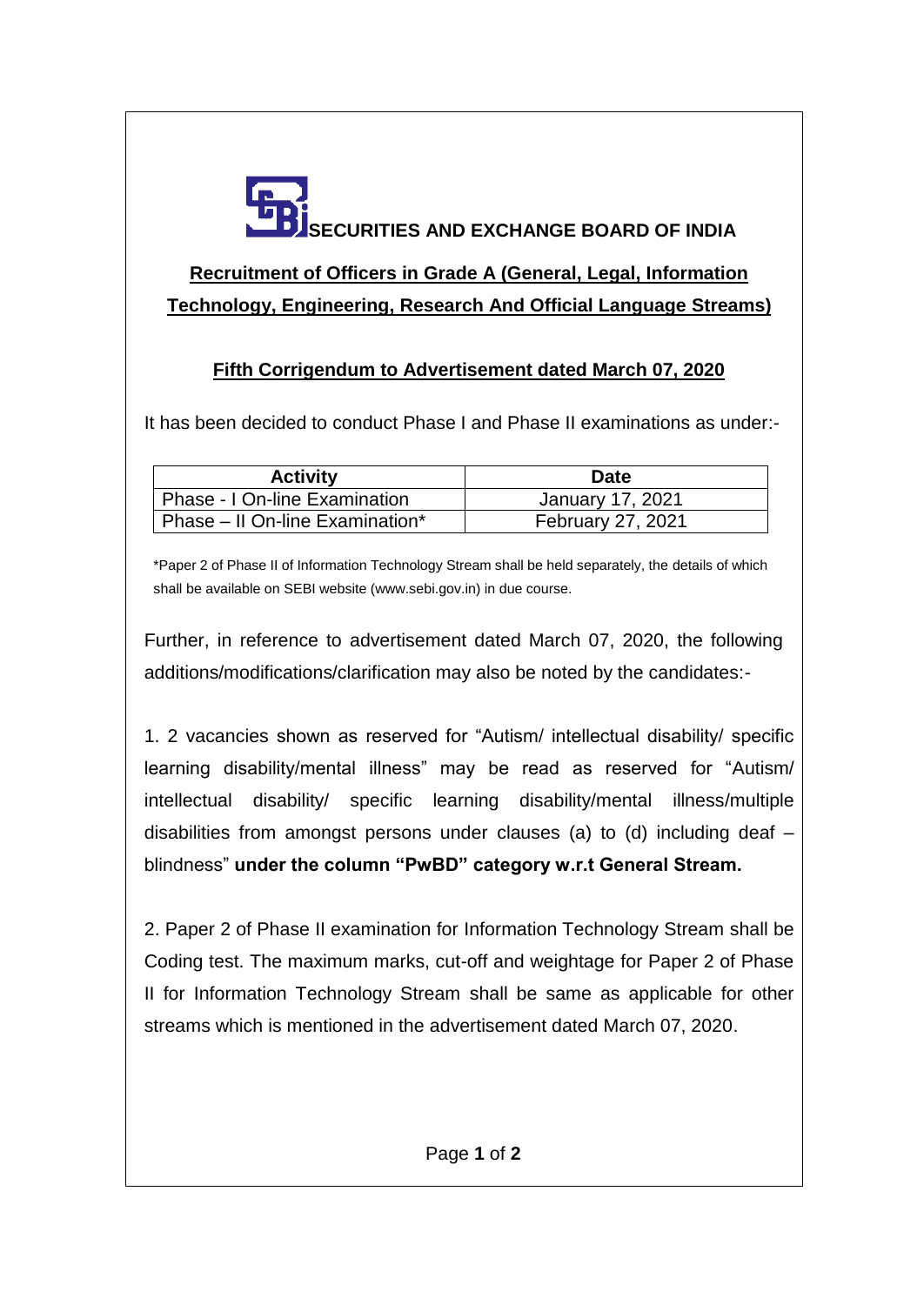# SECURITIES AND EXCHANGE BOARD OF INDIA

## Recruitment of Officers in Grade A (General, Legal, Information Technology, Engineering, Research And Official Language Streams)

### Fifth Corrigendum to Advertisement dated March 07, 2020

It has been decided to conduct Phase I and Phase II examinations as under:-

| Activity | Date |
| --- | --- |
| Phase - I On-line Examination | January 17, 2021 |
| Phase – II On-line Examination* | February 27, 2021 |

*Paper 2 of Phase II of Information Technology Stream shall be held separately, the details of which shall be available on SEBI website (www.sebi.gov.in) in due course.

Further, in reference to advertisement dated March 07, 2020, the following additions/modifications/clarification may also be noted by the candidates:-

1. 2 vacancies shown as reserved for "Autism/ intellectual disability/ specific learning disability/mental illness" may be read as reserved for "Autism/ intellectual disability/ specific learning disability/mental illness/multiple disabilities from amongst persons under clauses (a) to (d) including deaf – blindness" **under the column "PwBD" category w.r.t General Stream.**

2. Paper 2 of Phase II examination for Information Technology Stream shall be Coding test. The maximum marks, cut-off and weightage for Paper 2 of Phase II for Information Technology Stream shall be same as applicable for other streams which is mentioned in the advertisement dated March 07, 2020.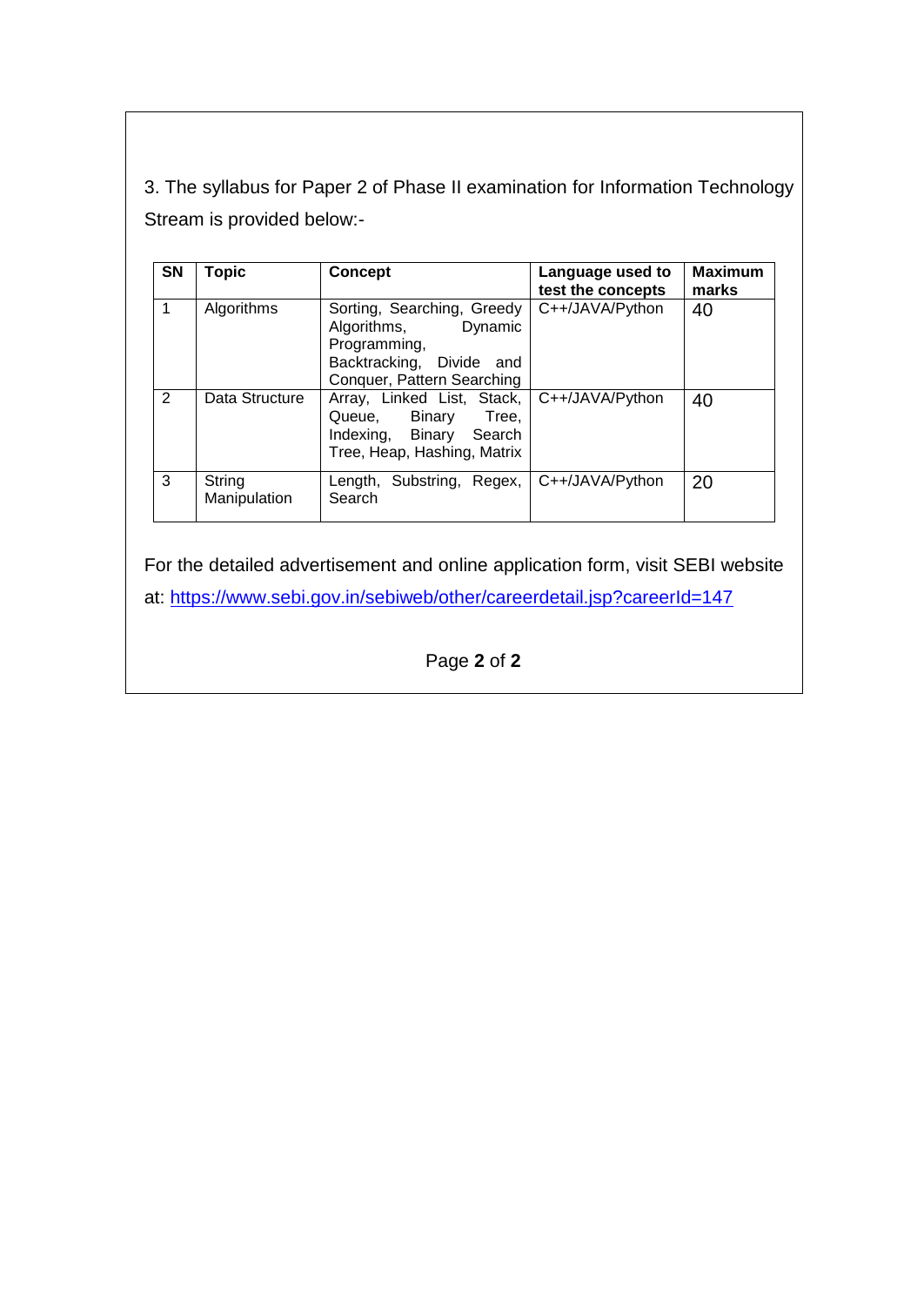3. The syllabus for Paper 2 of Phase II examination for Information Technology Stream is provided below:-

| SN | Topic | Concept | Language used to test the concepts | Maximum marks |
|---|---|---|---|---|
| 1 | Algorithms | Sorting, Searching, Greedy Algorithms, Dynamic Programming, Backtracking, Divide and Conquer, Pattern Searching | C++/JAVA/Python | 40 |
| 2 | Data Structure | Array, Linked List, Stack, Queue, Binary Tree, Indexing, Binary Search Tree, Heap, Hashing, Matrix | C++/JAVA/Python | 40 |
| 3 | String Manipulation | Length, Substring, Regex, Search | C++/JAVA/Python | 20 |

For the detailed advertisement and online application form, visit SEBI website at: https://www.sebi.gov.in/sebiweb/other/careerdetail.jsp?careerId=147